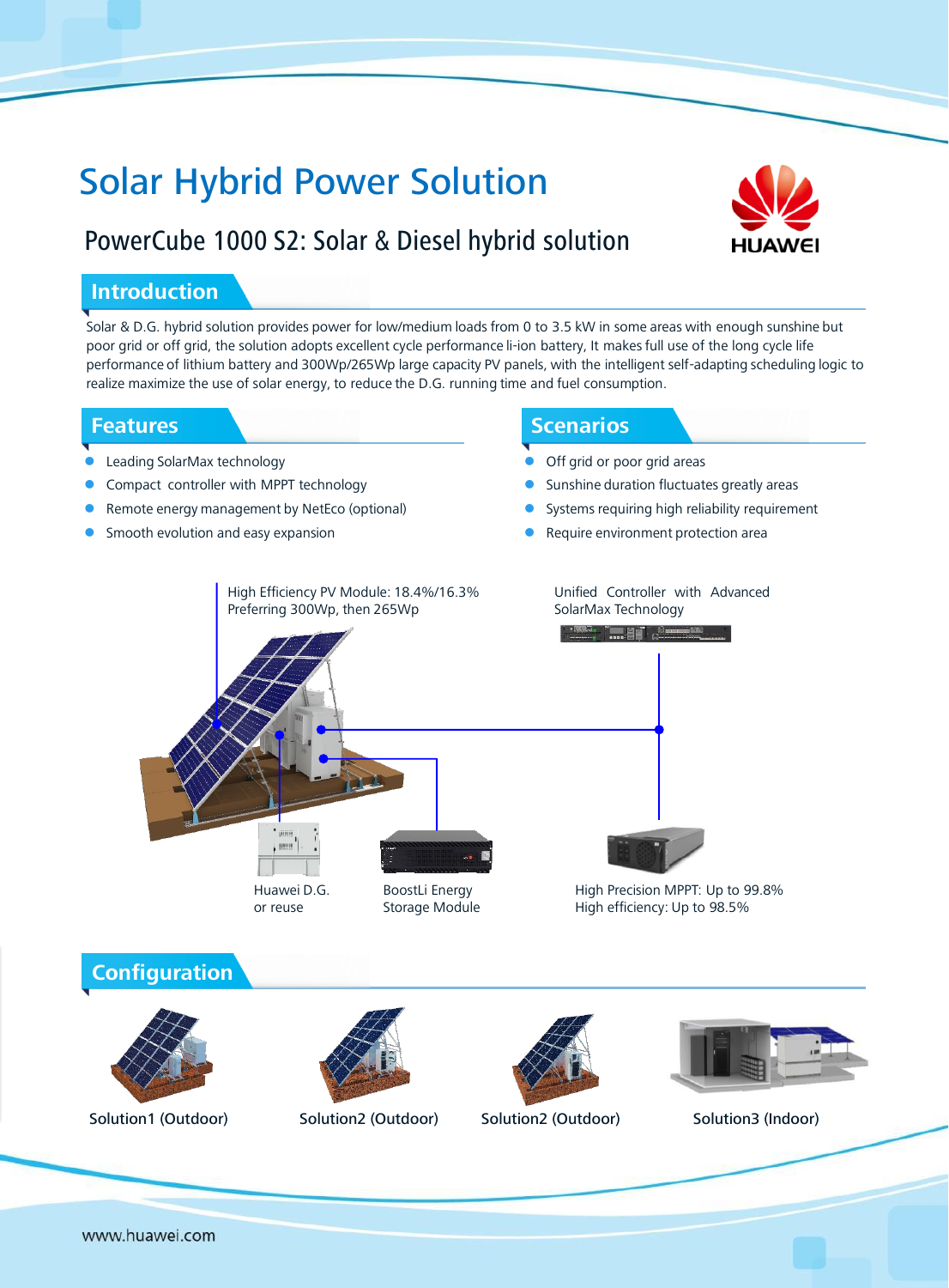# Solar Hybrid Power Solution

## PowerCube 1000 S2: Solar & Diesel hybrid solution

HUAWEI

## Introduction

Solar & D.G. hybrid solution provides power for low/medium loads from 0 to 3.5 kW in some areas with enough sunshine but poor grid or off grid, the solution adopts excellent cycle performance li-ion battery, It makes full use of the long cycle life performance of lithium battery and 300Wp/265Wp large capacity PV panels, with the intelligent self-adapting scheduling logic to realize maximize the use of solar energy, to reduce the D.G. running time and fuel consumption.

## Features

- Leading SolarMax technology
- Compact controller with MPPT technology
- Remote energy management by NetEco (optional)
- Smooth evolution and easy expansion

## Scenarios

- Off grid or poor grid areas
- Sunshine duration fluctuates greatly areas
- Systems requiring high reliability requirement
- Require environment protection area

High Efficiency PV Module: 18.4%/16.3%
Preferring 300Wp, then 265Wp

Unified Controller with Advanced SolarMax Technology

Huawei D.G. or reuse

BoostLi Energy Storage Module

High Precision MPPT: Up to 99.8%
High efficiency: Up to 98.5%

## Configuration

Solution1 (Outdoor)

Solution2 (Outdoor)

Solution2 (Outdoor)

Solution3 (Indoor)

www.huawei.com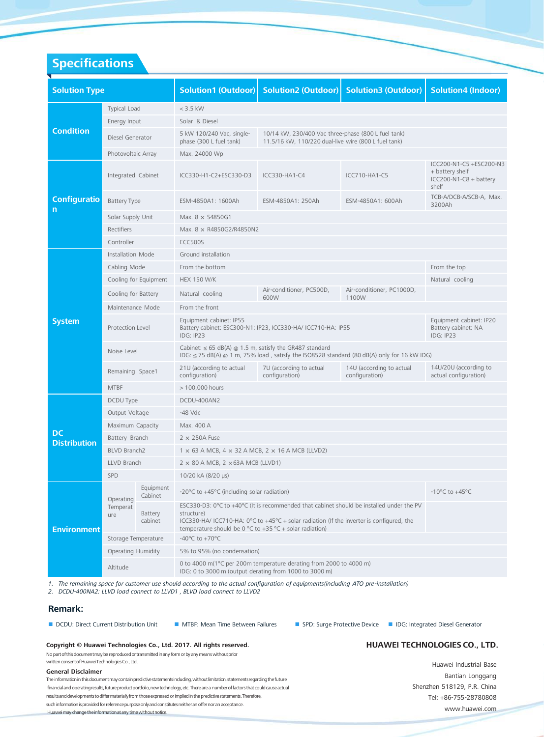## Specifications

| Solution Type | | Solution1 (Outdoor) | Solution2 (Outdoor) | Solution3 (Outdoor) | Solution4 (Indoor) |
|---|---|---|---|---|---|
| Condition | Typical Load | < 3.5 kW | | | |
| | Energy Input | Solar & Diesel | | | |
| | Diesel Generator | 5 kW 120/240 Vac, single-phase (300 L fuel tank) | 10/14 kW, 230/400 Vac three-phase (800 L fuel tank) 11.5/16 kW, 110/220 dual-live wire (800 L fuel tank) | | |
| | Photovoltaic Array | Max. 24000 Wp | | | |
| Configuration | Integrated Cabinet | ICC330-H1-C2+ESC330-D3 | ICC330-HA1-C4 | ICC710-HA1-C5 | ICC200-N1-C5 +ESC200-N3 + battery shelf ICC200-N1-C8 + battery shelf |
| | Battery Type | ESM-4850A1: 1600Ah | ESM-4850A1: 250Ah | ESM-4850A1: 600Ah | TCB-A/DCB-A/SCB-A, Max. 3200Ah |
| | Solar Supply Unit | Max. 8 × S4850G1 | | | |
| | Rectifiers | Max. 8 × R4850G2/R4850N2 | | | |
| | Controller | ECC500S | | | |
| System | Installation Mode | Ground installation | | | |
| | Cabling Mode | From the bottom | | | From the top |
| | Cooling for Equipment | HEX 150 W/K | | | Natural cooling |
| | Cooling for Battery | Natural cooling | Air-conditioner, PC500D, 600W | Air-conditioner, PC1000D, 1100W | |
| | Maintenance Mode | From the front | | | |
| | Protection Level | Equipment cabinet: IP55 Battery cabinet: ESC300-N1: IP23, ICC330-HA/ ICC710-HA: IP55 IDG: IP23 | | | Equipment cabinet: IP20 Battery cabinet: NA IDG: IP23 |
| | Noise Level | Cabinet: ≤ 65 dB(A) @ 1.5 m, satisfy the GR487 standard IDG: ≤ 75 dB(A) @ 1 m, 75% load , satisfy the ISO8528 standard (80 dB(A) only for 16 kW IDG) | | | |
| | Remaining Space1 | 21U (according to actual configuration) | 7U (according to actual configuration) | 14U (according to actual configuration) | 14U/20U (according to actual configuration) |
| | MTBF | > 100,000 hours | | | |
| DC Distribution | DCDU Type | DCDU-400AN2 | | | |
| | Output Voltage | -48 Vdc | | | |
| | Maximum Capacity | Max. 400 A | | | |
| | Battery Branch | 2 × 250A Fuse | | | |
| | BLVD Branch2 | 1 × 63 A MCB, 4 × 32 A MCB, 2 × 16 A MCB (LLVD2) | | | |
| | LLVD Branch | 2 × 80 A MCB, 2 ×63A MCB (LLVD1) | | | |
| | SPD | 10/20 kA (8/20 μs) | | | |
| Environment | Operating Temperature – Equipment Cabinet | -20°C to +45°C (including solar radiation) | | | -10°C to +45°C |
| | Operating Temperature – Battery cabinet | ESC330-D3: 0°C to +40°C (It is recommended that cabinet should be installed under the PV structure) ICC330-HA/ ICC710-HA: 0°C to +45°C + solar radiation (If the inverter is configured, the temperature should be 0 °C to +35 °C + solar radiation) | | | |
| | Storage Temperature | -40°C to +70°C | | | |
| | Operating Humidity | 5% to 95% (no condensation) | | | |
| | Altitude | 0 to 4000 m(1°C per 200m temperature derating from 2000 to 4000 m) IDG: 0 to 3000 m (output derating from 1000 to 3000 m) | | | |

1. *The remaining space for customer use should according to the actual configuration of equipments(including ATO pre-installation)*
2. *DCDU-400NA2: LLVD load connect to LLVD1 , BLVD load connect to LLVD2*

### Remark:

- DCDU: Direct Current Distribution Unit
- MTBF: Mean Time Between Failures
- SPD: Surge Protective Device
- IDG: Integrated Diesel Generator

**Copyright © Huawei Technologies Co., Ltd. 2017. All rights reserved.**

No part of this document may be reproduced or transmitted in any form or by any means without prior written consent of Huawei Technologies Co., Ltd.

**General Disclaimer**

The information in this document may contain predictive statements including, without limitation, statements regarding the future financial and operating results, future product portfolio, new technology, etc. There are a number of factors that could cause actual results and developments to differ materially from those expressed or implied in the predictive statements. Therefore, such information is provided for reference purpose only and constitutes neither an offer nor an acceptance. Huawei may change the information at any time without notice.

**HUAWEI TECHNOLOGIES CO., LTD.**

Huawei Industrial Base
Bantian Longgang
Shenzhen 518129, P.R. China
Tel: +86-755-28780808
www.huawei.com